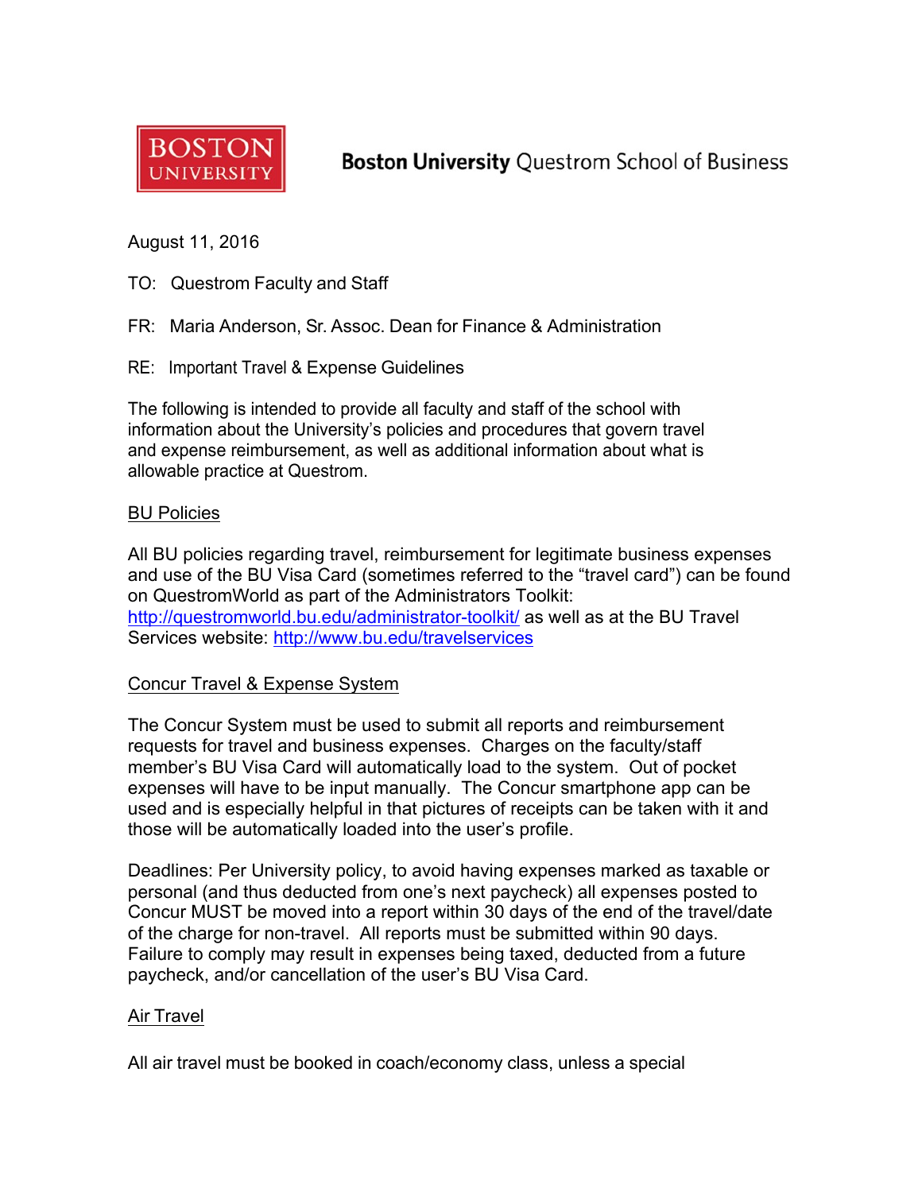BOSTON UNIVERSITY

**Boston University** Questrom School of Business

August 11, 2016

TO: Questrom Faculty and Staff

FR: Maria Anderson, Sr. Assoc. Dean for Finance & Administration

RE: Important Travel & Expense Guidelines

The following is intended to provide all faculty and staff of the school with information about the University's policies and procedures that govern travel and expense reimbursement, as well as additional information about what is allowable practice at Questrom.

## BU Policies

All BU policies regarding travel, reimbursement for legitimate business expenses and use of the BU Visa Card (sometimes referred to the "travel card") can be found on QuestromWorld as part of the Administrators Toolkit: http://questromworld.bu.edu/administrator-toolkit/ as well as at the BU Travel Services website: http://www.bu.edu/travelservices

## Concur Travel & Expense System

The Concur System must be used to submit all reports and reimbursement requests for travel and business expenses. Charges on the faculty/staff member's BU Visa Card will automatically load to the system. Out of pocket expenses will have to be input manually. The Concur smartphone app can be used and is especially helpful in that pictures of receipts can be taken with it and those will be automatically loaded into the user's profile.

Deadlines: Per University policy, to avoid having expenses marked as taxable or personal (and thus deducted from one's next paycheck) all expenses posted to Concur MUST be moved into a report within 30 days of the end of the travel/date of the charge for non-travel. All reports must be submitted within 90 days. Failure to comply may result in expenses being taxed, deducted from a future paycheck, and/or cancellation of the user's BU Visa Card.

## Air Travel

All air travel must be booked in coach/economy class, unless a special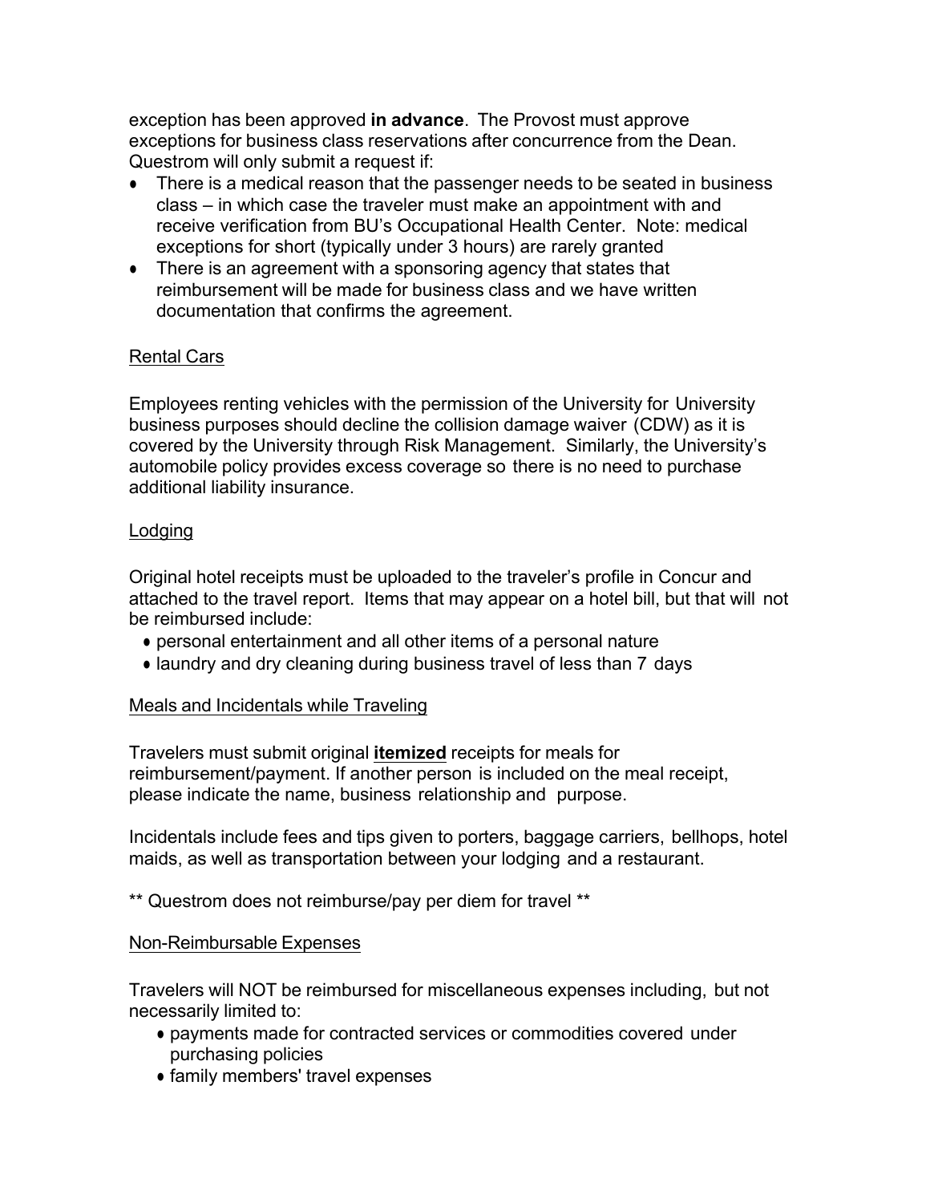exception has been approved **in advance**. The Provost must approve exceptions for business class reservations after concurrence from the Dean. Questrom will only submit a request if:

- There is a medical reason that the passenger needs to be seated in business class – in which case the traveler must make an appointment with and receive verification from BU's Occupational Health Center. Note: medical exceptions for short (typically under 3 hours) are rarely granted
- There is an agreement with a sponsoring agency that states that reimbursement will be made for business class and we have written documentation that confirms the agreement.

<u>Rental Cars</u>

Employees renting vehicles with the permission of the University for University business purposes should decline the collision damage waiver (CDW) as it is covered by the University through Risk Management. Similarly, the University's automobile policy provides excess coverage so there is no need to purchase additional liability insurance.

<u>Lodging</u>

Original hotel receipts must be uploaded to the traveler's profile in Concur and attached to the travel report. Items that may appear on a hotel bill, but that will not be reimbursed include:

- personal entertainment and all other items of a personal nature
- laundry and dry cleaning during business travel of less than 7 days

<u>Meals and Incidentals while Traveling</u>

Travelers must submit original **<u>itemized</u>** receipts for meals for reimbursement/payment. If another person is included on the meal receipt, please indicate the name, business relationship and purpose.

Incidentals include fees and tips given to porters, baggage carriers, bellhops, hotel maids, as well as transportation between your lodging and a restaurant.

** Questrom does not reimburse/pay per diem for travel **

<u>Non-Reimbursable Expenses</u>

Travelers will NOT be reimbursed for miscellaneous expenses including, but not necessarily limited to:

- payments made for contracted services or commodities covered under purchasing policies
- family members' travel expenses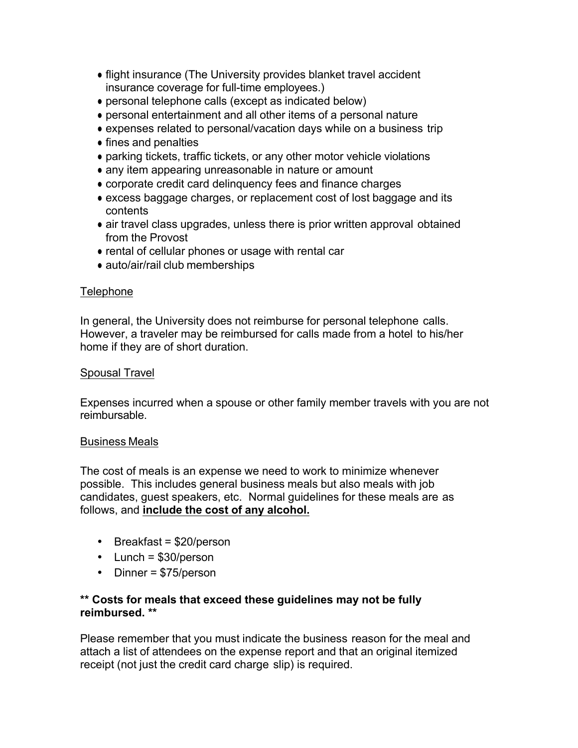- flight insurance (The University provides blanket travel accident insurance coverage for full-time employees.)
- personal telephone calls (except as indicated below)
- personal entertainment and all other items of a personal nature
- expenses related to personal/vacation days while on a business trip
- fines and penalties
- parking tickets, traffic tickets, or any other motor vehicle violations
- any item appearing unreasonable in nature or amount
- corporate credit card delinquency fees and finance charges
- excess baggage charges, or replacement cost of lost baggage and its contents
- air travel class upgrades, unless there is prior written approval obtained from the Provost
- rental of cellular phones or usage with rental car
- auto/air/rail club memberships

<u>Telephone</u>

In general, the University does not reimburse for personal telephone calls. However, a traveler may be reimbursed for calls made from a hotel to his/her home if they are of short duration.

<u>Spousal Travel</u>

Expenses incurred when a spouse or other family member travels with you are not reimbursable.

<u>Business Meals</u>

The cost of meals is an expense we need to work to minimize whenever possible. This includes general business meals but also meals with job candidates, guest speakers, etc. Normal guidelines for these meals are as follows, and **<u>include the cost of any alcohol.</u>**

- Breakfast = $20/person
- Lunch = $30/person
- Dinner = $75/person

**** Costs for meals that exceed these guidelines may not be fully reimbursed. ****

Please remember that you must indicate the business reason for the meal and attach a list of attendees on the expense report and that an original itemized receipt (not just the credit card charge slip) is required.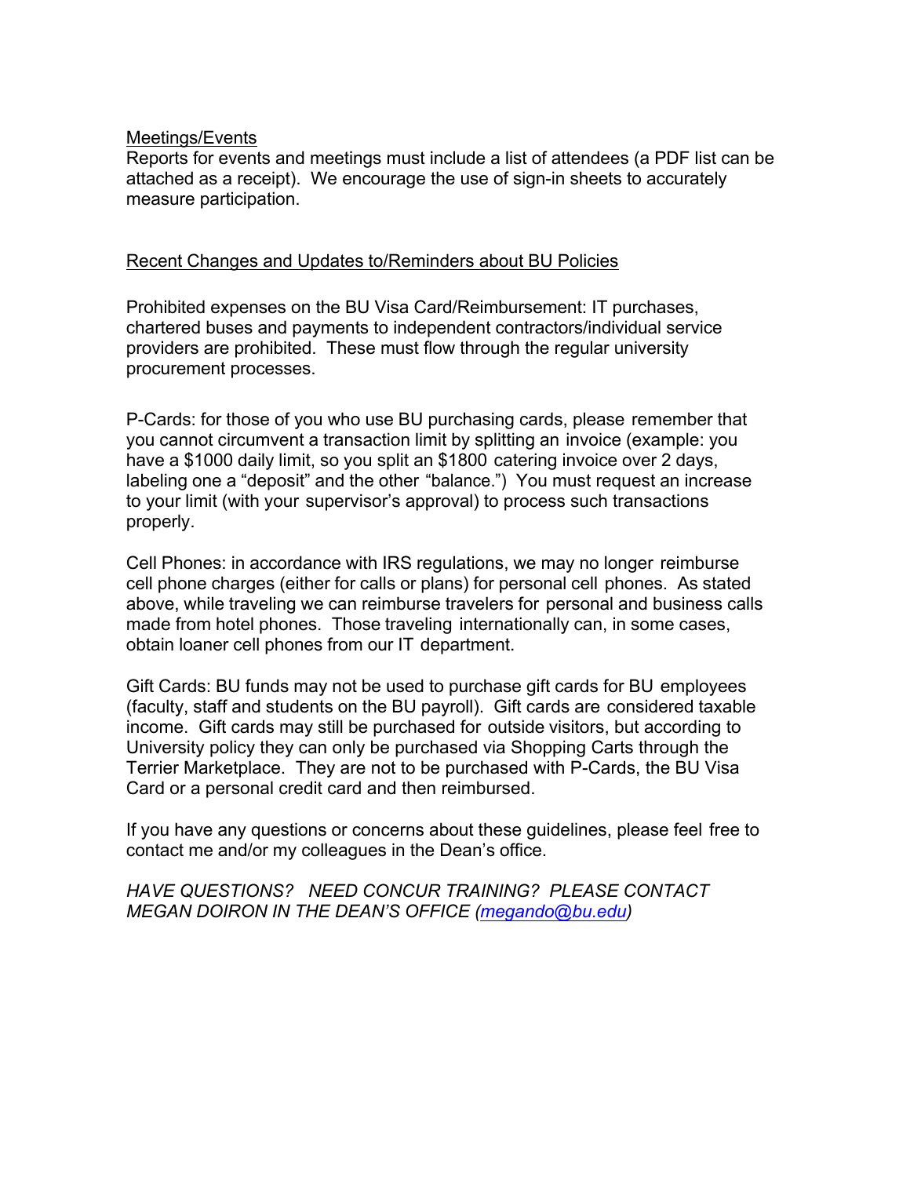<u>Meetings/Events</u>

Reports for events and meetings must include a list of attendees (a PDF list can be attached as a receipt). We encourage the use of sign-in sheets to accurately measure participation.

<u>Recent Changes and Updates to/Reminders about BU Policies</u>

Prohibited expenses on the BU Visa Card/Reimbursement: IT purchases, chartered buses and payments to independent contractors/individual service providers are prohibited. These must flow through the regular university procurement processes.

P-Cards: for those of you who use BU purchasing cards, please remember that you cannot circumvent a transaction limit by splitting an invoice (example: you have a $1000 daily limit, so you split an $1800 catering invoice over 2 days, labeling one a "deposit" and the other "balance.") You must request an increase to your limit (with your supervisor's approval) to process such transactions properly.

Cell Phones: in accordance with IRS regulations, we may no longer reimburse cell phone charges (either for calls or plans) for personal cell phones. As stated above, while traveling we can reimburse travelers for personal and business calls made from hotel phones. Those traveling internationally can, in some cases, obtain loaner cell phones from our IT department.

Gift Cards: BU funds may not be used to purchase gift cards for BU employees (faculty, staff and students on the BU payroll). Gift cards are considered taxable income. Gift cards may still be purchased for outside visitors, but according to University policy they can only be purchased via Shopping Carts through the Terrier Marketplace. They are not to be purchased with P-Cards, the BU Visa Card or a personal credit card and then reimbursed.

If you have any questions or concerns about these guidelines, please feel free to contact me and/or my colleagues in the Dean's office.

*HAVE QUESTIONS? NEED CONCUR TRAINING? PLEASE CONTACT MEGAN DOIRON IN THE DEAN'S OFFICE ([megando@bu.edu](mailto:megando@bu.edu))*